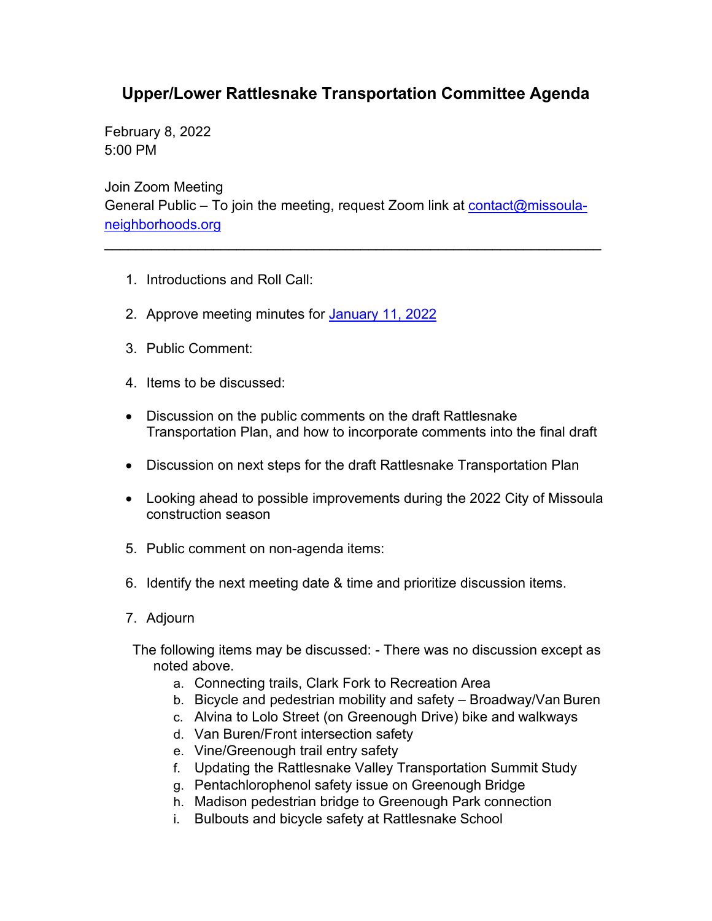# Upper/Lower Rattlesnake Transportation Committee Agenda

February 8, 2022
5:00 PM

Join Zoom Meeting
General Public – To join the meeting, request Zoom link at contact@missoula-neighborhoods.org

---

1. Introductions and Roll Call:

2. Approve meeting minutes for January 11, 2022

3. Public Comment:

4. Items to be discussed:

- Discussion on the public comments on the draft Rattlesnake Transportation Plan, and how to incorporate comments into the final draft

- Discussion on next steps for the draft Rattlesnake Transportation Plan

- Looking ahead to possible improvements during the 2022 City of Missoula construction season

5. Public comment on non-agenda items:

6. Identify the next meeting date & time and prioritize discussion items.

7. Adjourn

The following items may be discussed: - There was no discussion except as noted above.

a. Connecting trails, Clark Fork to Recreation Area
b. Bicycle and pedestrian mobility and safety – Broadway/Van Buren
c. Alvina to Lolo Street (on Greenough Drive) bike and walkways
d. Van Buren/Front intersection safety
e. Vine/Greenough trail entry safety
f. Updating the Rattlesnake Valley Transportation Summit Study
g. Pentachlorophenol safety issue on Greenough Bridge
h. Madison pedestrian bridge to Greenough Park connection
i. Bulbouts and bicycle safety at Rattlesnake School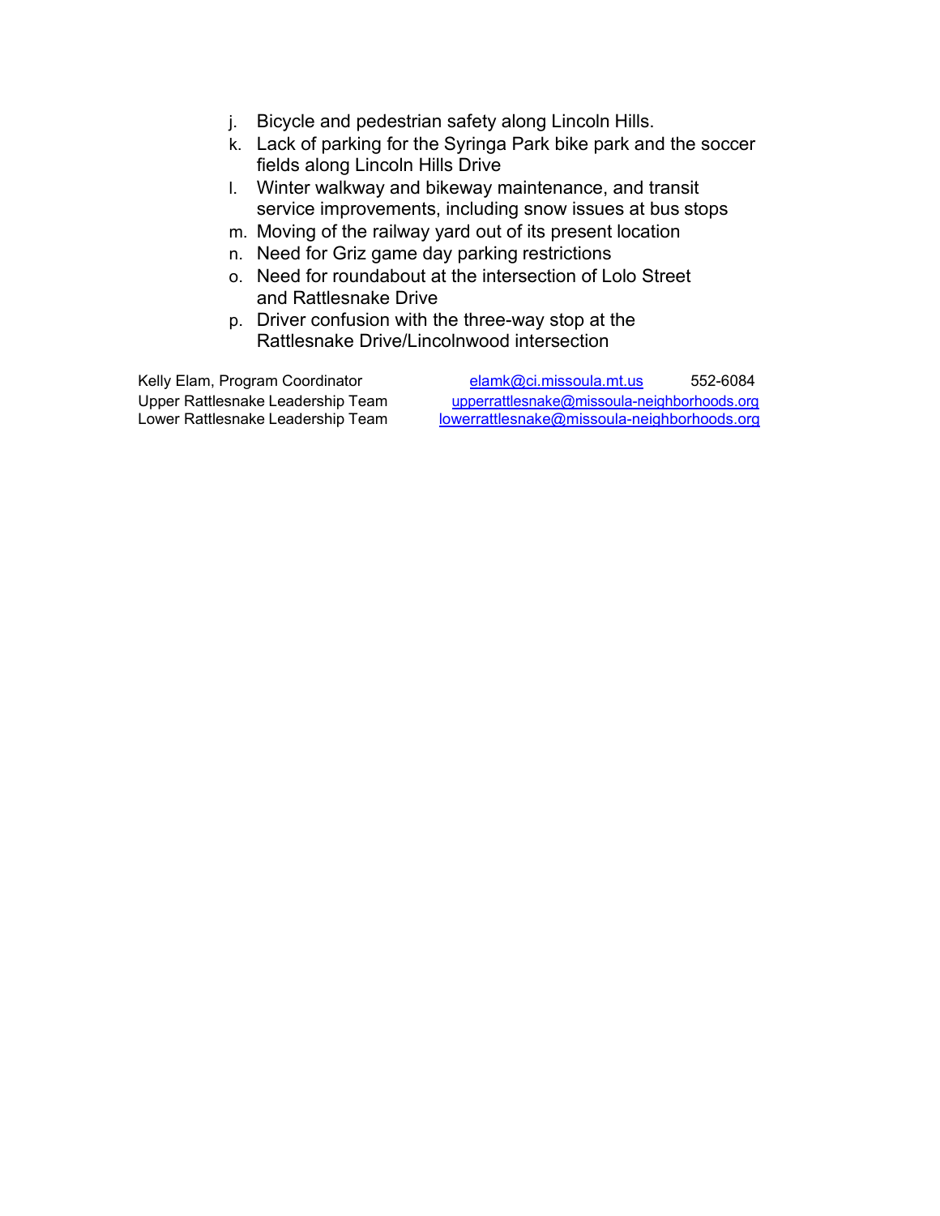j. Bicycle and pedestrian safety along Lincoln Hills.
k. Lack of parking for the Syringa Park bike park and the soccer fields along Lincoln Hills Drive
l. Winter walkway and bikeway maintenance, and transit service improvements, including snow issues at bus stops
m. Moving of the railway yard out of its present location
n. Need for Griz game day parking restrictions
o. Need for roundabout at the intersection of Lolo Street and Rattlesnake Drive
p. Driver confusion with the three-way stop at the Rattlesnake Drive/Lincolnwood intersection

| | | |
|---|---|---|
| Kelly Elam, Program Coordinator | elamk@ci.missoula.mt.us | 552-6084 |
| Upper Rattlesnake Leadership Team | upperrattlesnake@missoula-neighborhoods.org | |
| Lower Rattlesnake Leadership Team | lowerrattlesnake@missoula-neighborhoods.org | |